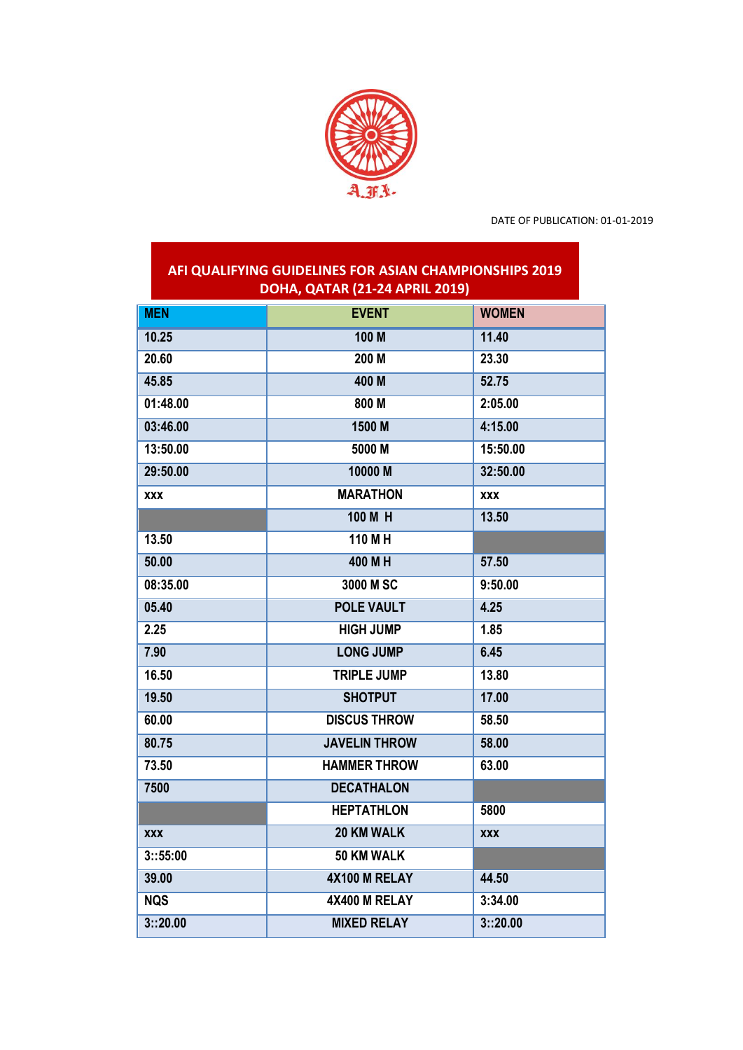A.F.I.

DATE OF PUBLICATION: 01-01-2019

## AFI QUALIFYING GUIDELINES FOR ASIAN CHAMPIONSHIPS 2019 DOHA, QATAR (21-24 APRIL 2019)

| MEN | EVENT | WOMEN |
|---|---|---|
| 10.25 | 100 M | 11.40 |
| 20.60 | 200 M | 23.30 |
| 45.85 | 400 M | 52.75 |
| 01:48.00 | 800 M | 2:05.00 |
| 03:46.00 | 1500 M | 4:15.00 |
| 13:50.00 | 5000 M | 15:50.00 |
| 29:50.00 | 10000 M | 32:50.00 |
| xxx | MARATHON | xxx |
| | 100 M H | 13.50 |
| 13.50 | 110 M H | |
| 50.00 | 400 M H | 57.50 |
| 08:35.00 | 3000 M SC | 9:50.00 |
| 05.40 | POLE VAULT | 4.25 |
| 2.25 | HIGH JUMP | 1.85 |
| 7.90 | LONG JUMP | 6.45 |
| 16.50 | TRIPLE JUMP | 13.80 |
| 19.50 | SHOTPUT | 17.00 |
| 60.00 | DISCUS THROW | 58.50 |
| 80.75 | JAVELIN THROW | 58.00 |
| 73.50 | HAMMER THROW | 63.00 |
| 7500 | DECATHALON | |
| | HEPTATHLON | 5800 |
| xxx | 20 KM WALK | xxx |
| 3::55:00 | 50 KM WALK | |
| 39.00 | 4X100 M RELAY | 44.50 |
| NQS | 4X400 M RELAY | 3:34.00 |
| 3::20.00 | MIXED RELAY | 3::20.00 |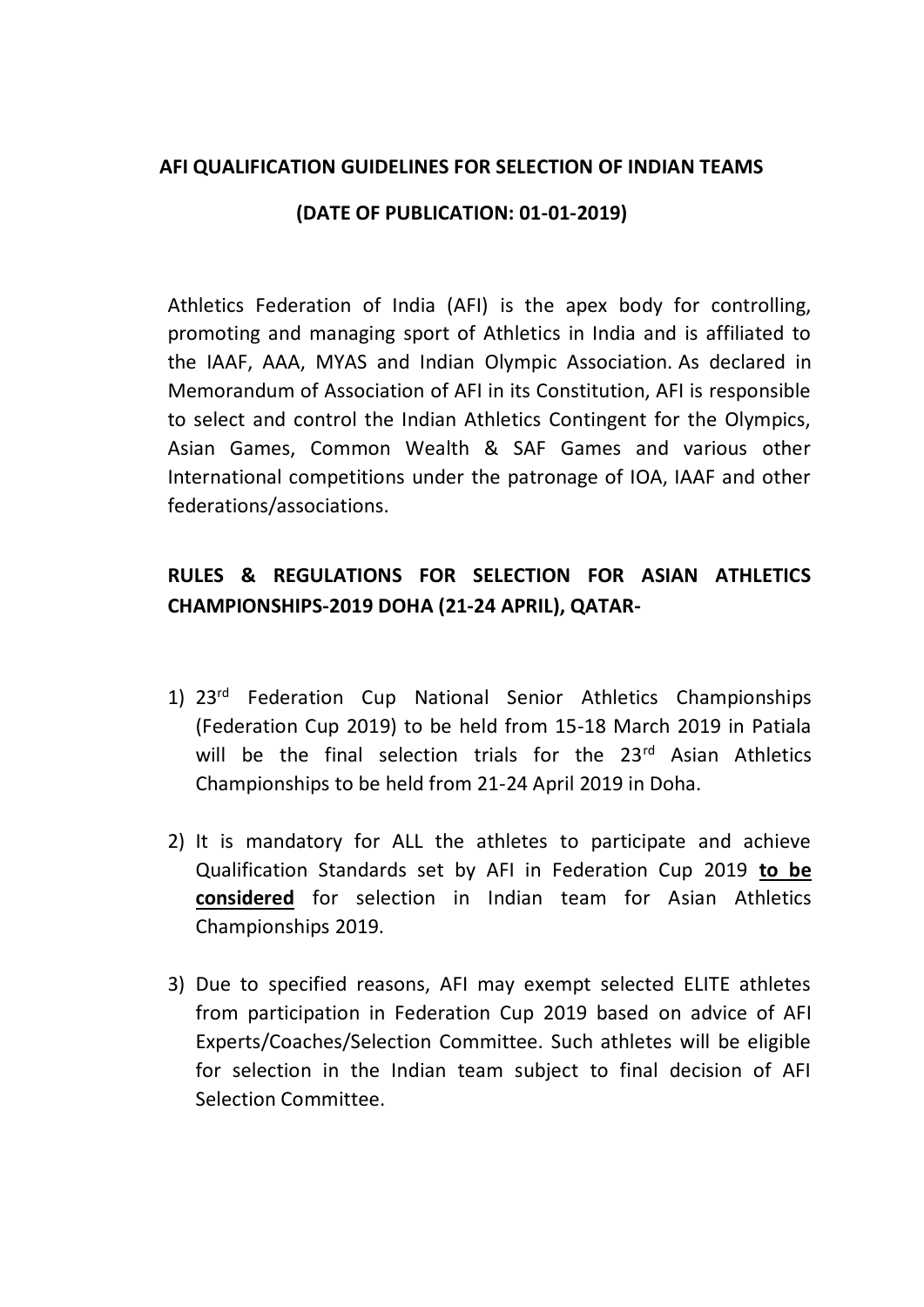**AFI QUALIFICATION GUIDELINES FOR SELECTION OF INDIAN TEAMS**

**(DATE OF PUBLICATION: 01-01-2019)**

Athletics Federation of India (AFI) is the apex body for controlling, promoting and managing sport of Athletics in India and is affiliated to the IAAF, AAA, MYAS and Indian Olympic Association. As declared in Memorandum of Association of AFI in its Constitution, AFI is responsible to select and control the Indian Athletics Contingent for the Olympics, Asian Games, Common Wealth & SAF Games and various other International competitions under the patronage of IOA, IAAF and other federations/associations.

## RULES & REGULATIONS FOR SELECTION FOR ASIAN ATHLETICS CHAMPIONSHIPS-2019 DOHA (21-24 APRIL), QATAR-

1) 23rd Federation Cup National Senior Athletics Championships (Federation Cup 2019) to be held from 15-18 March 2019 in Patiala will be the final selection trials for the 23rd Asian Athletics Championships to be held from 21-24 April 2019 in Doha.

2) It is mandatory for ALL the athletes to participate and achieve Qualification Standards set by AFI in Federation Cup 2019 **<u>to be considered</u>** for selection in Indian team for Asian Athletics Championships 2019.

3) Due to specified reasons, AFI may exempt selected ELITE athletes from participation in Federation Cup 2019 based on advice of AFI Experts/Coaches/Selection Committee. Such athletes will be eligible for selection in the Indian team subject to final decision of AFI Selection Committee.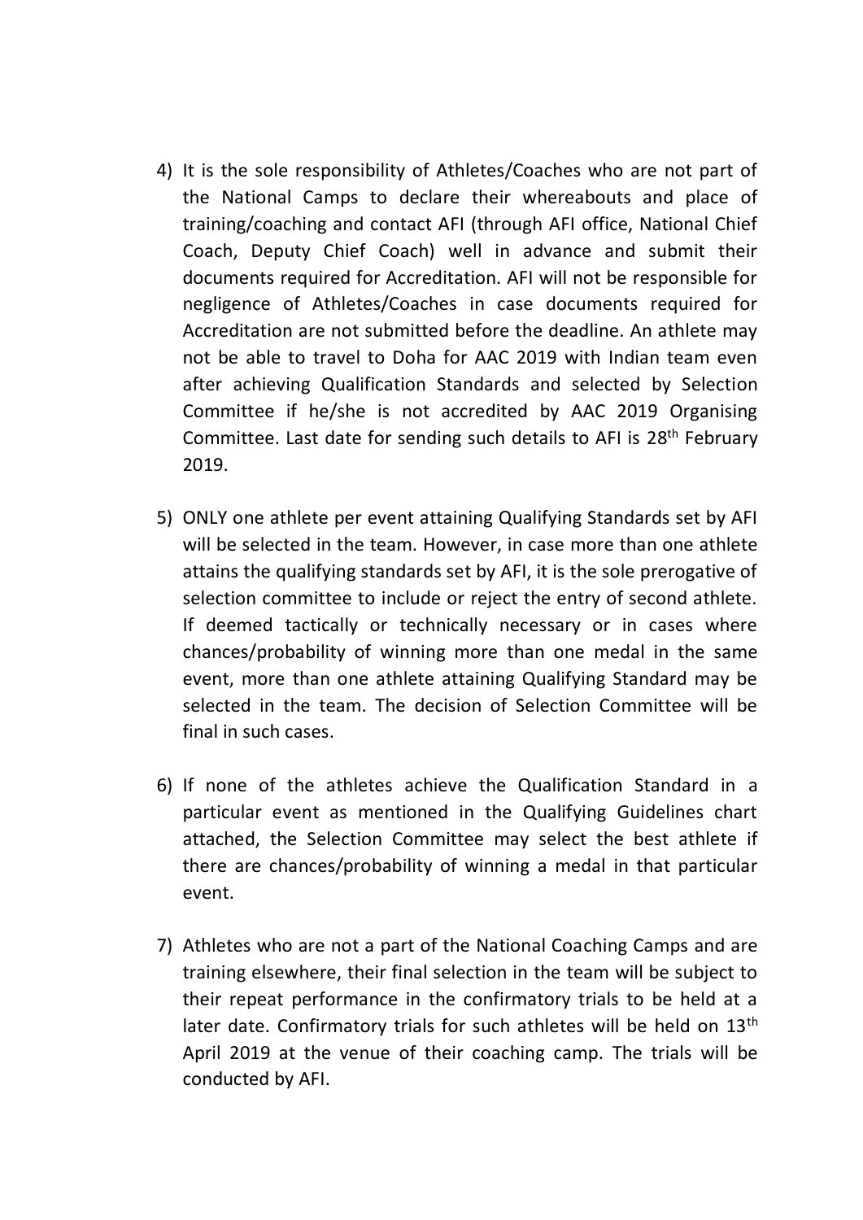4) It is the sole responsibility of Athletes/Coaches who are not part of the National Camps to declare their whereabouts and place of training/coaching and contact AFI (through AFI office, National Chief Coach, Deputy Chief Coach) well in advance and submit their documents required for Accreditation. AFI will not be responsible for negligence of Athletes/Coaches in case documents required for Accreditation are not submitted before the deadline. An athlete may not be able to travel to Doha for AAC 2019 with Indian team even after achieving Qualification Standards and selected by Selection Committee if he/she is not accredited by AAC 2019 Organising Committee. Last date for sending such details to AFI is 28th February 2019.

5) ONLY one athlete per event attaining Qualifying Standards set by AFI will be selected in the team. However, in case more than one athlete attains the qualifying standards set by AFI, it is the sole prerogative of selection committee to include or reject the entry of second athlete. If deemed tactically or technically necessary or in cases where chances/probability of winning more than one medal in the same event, more than one athlete attaining Qualifying Standard may be selected in the team. The decision of Selection Committee will be final in such cases.

6) If none of the athletes achieve the Qualification Standard in a particular event as mentioned in the Qualifying Guidelines chart attached, the Selection Committee may select the best athlete if there are chances/probability of winning a medal in that particular event.

7) Athletes who are not a part of the National Coaching Camps and are training elsewhere, their final selection in the team will be subject to their repeat performance in the confirmatory trials to be held at a later date. Confirmatory trials for such athletes will be held on 13th April 2019 at the venue of their coaching camp. The trials will be conducted by AFI.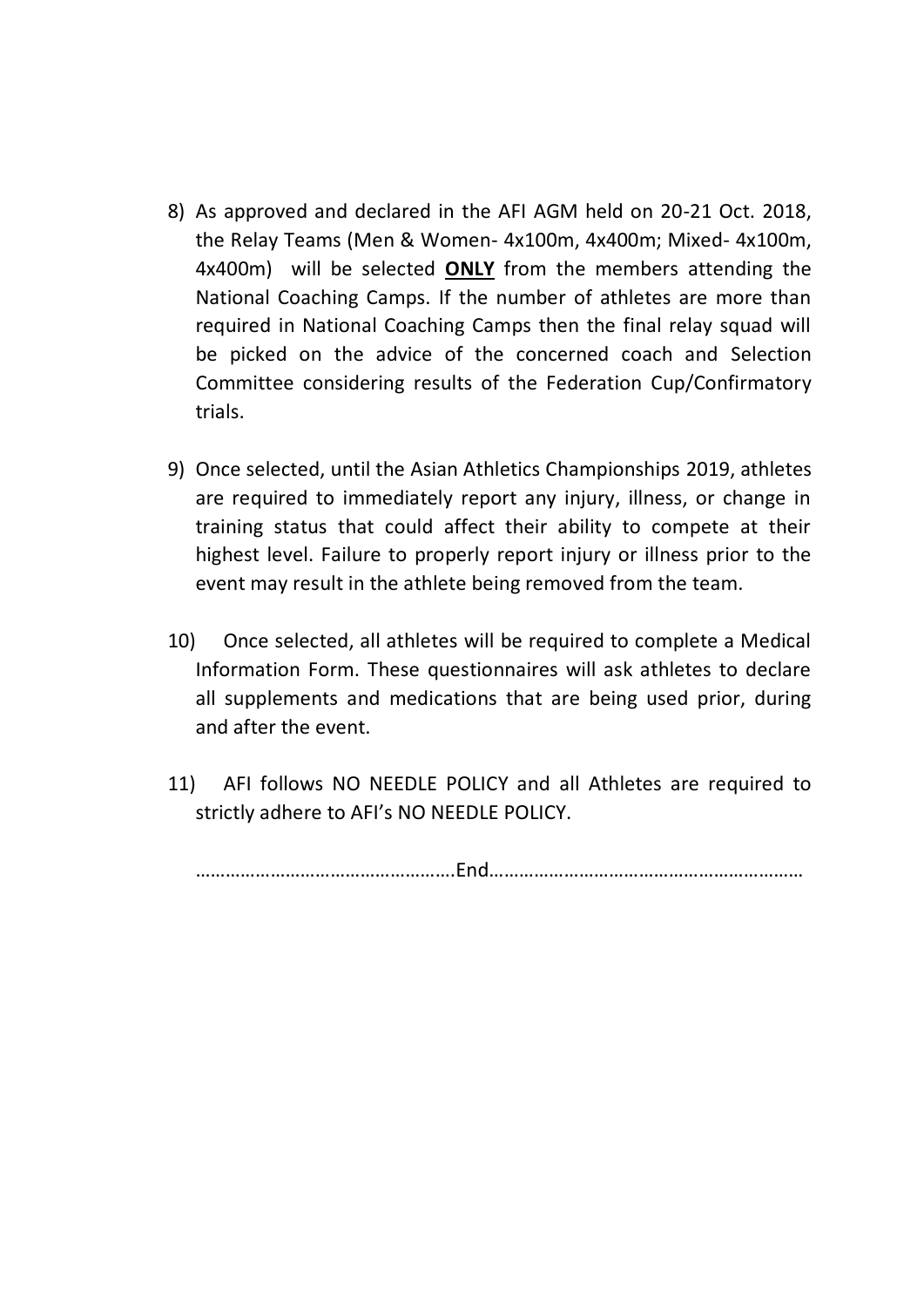8) As approved and declared in the AFI AGM held on 20-21 Oct. 2018, the Relay Teams (Men & Women- 4x100m, 4x400m; Mixed- 4x100m, 4x400m) will be selected **ONLY** from the members attending the National Coaching Camps. If the number of athletes are more than required in National Coaching Camps then the final relay squad will be picked on the advice of the concerned coach and Selection Committee considering results of the Federation Cup/Confirmatory trials.

9) Once selected, until the Asian Athletics Championships 2019, athletes are required to immediately report any injury, illness, or change in training status that could affect their ability to compete at their highest level. Failure to properly report injury or illness prior to the event may result in the athlete being removed from the team.

10) Once selected, all athletes will be required to complete a Medical Information Form. These questionnaires will ask athletes to declare all supplements and medications that are being used prior, during and after the event.

11) AFI follows NO NEEDLE POLICY and all Athletes are required to strictly adhere to AFI's NO NEEDLE POLICY.

……………………………………………End………………………………………………………